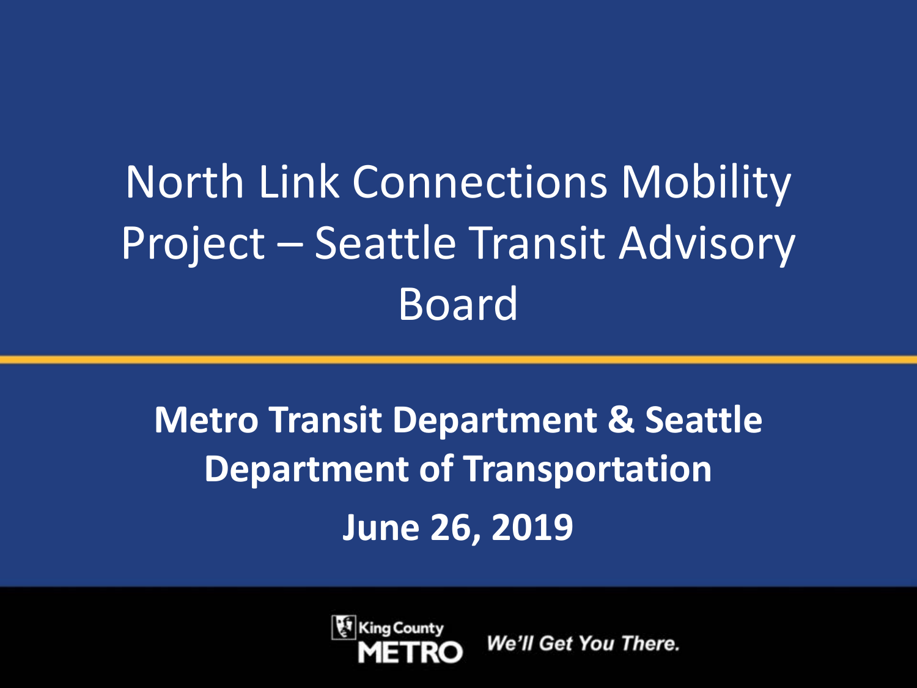# North Link Connections Mobility Project – Seattle Transit Advisory Board

**Metro Transit Department & Seattle Department of Transportation**

**June 26, 2019**

King County METRO *We'll Get You There.*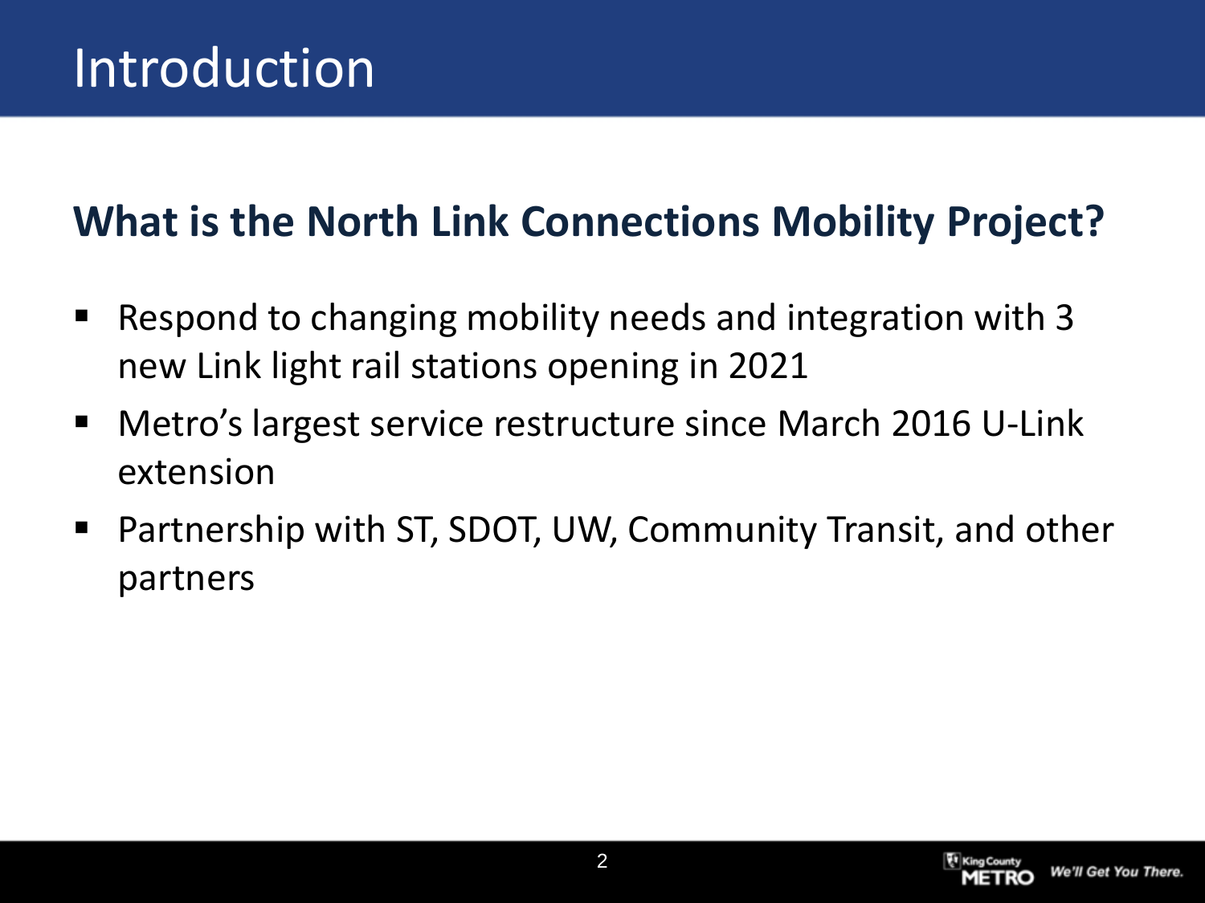# Introduction

## What is the North Link Connections Mobility Project?

- Respond to changing mobility needs and integration with 3 new Link light rail stations opening in 2021
- Metro's largest service restructure since March 2016 U-Link extension
- Partnership with ST, SDOT, UW, Community Transit, and other partners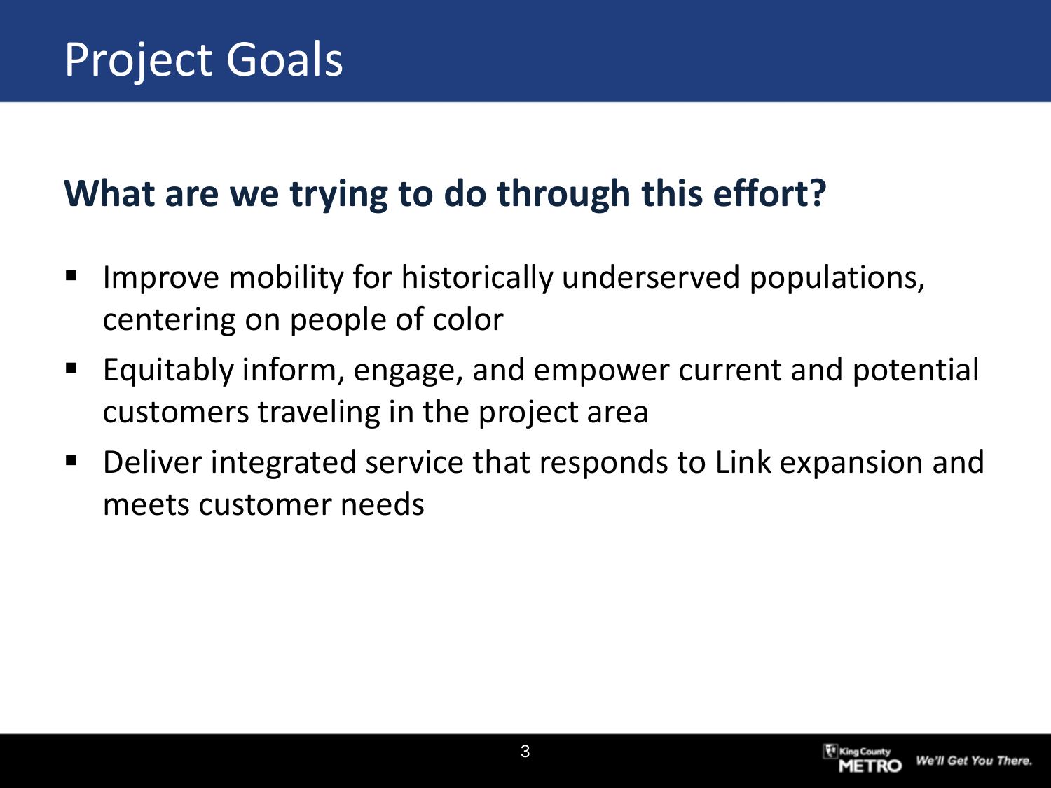# Project Goals

## What are we trying to do through this effort?

- Improve mobility for historically underserved populations, centering on people of color
- Equitably inform, engage, and empower current and potential customers traveling in the project area
- Deliver integrated service that responds to Link expansion and meets customer needs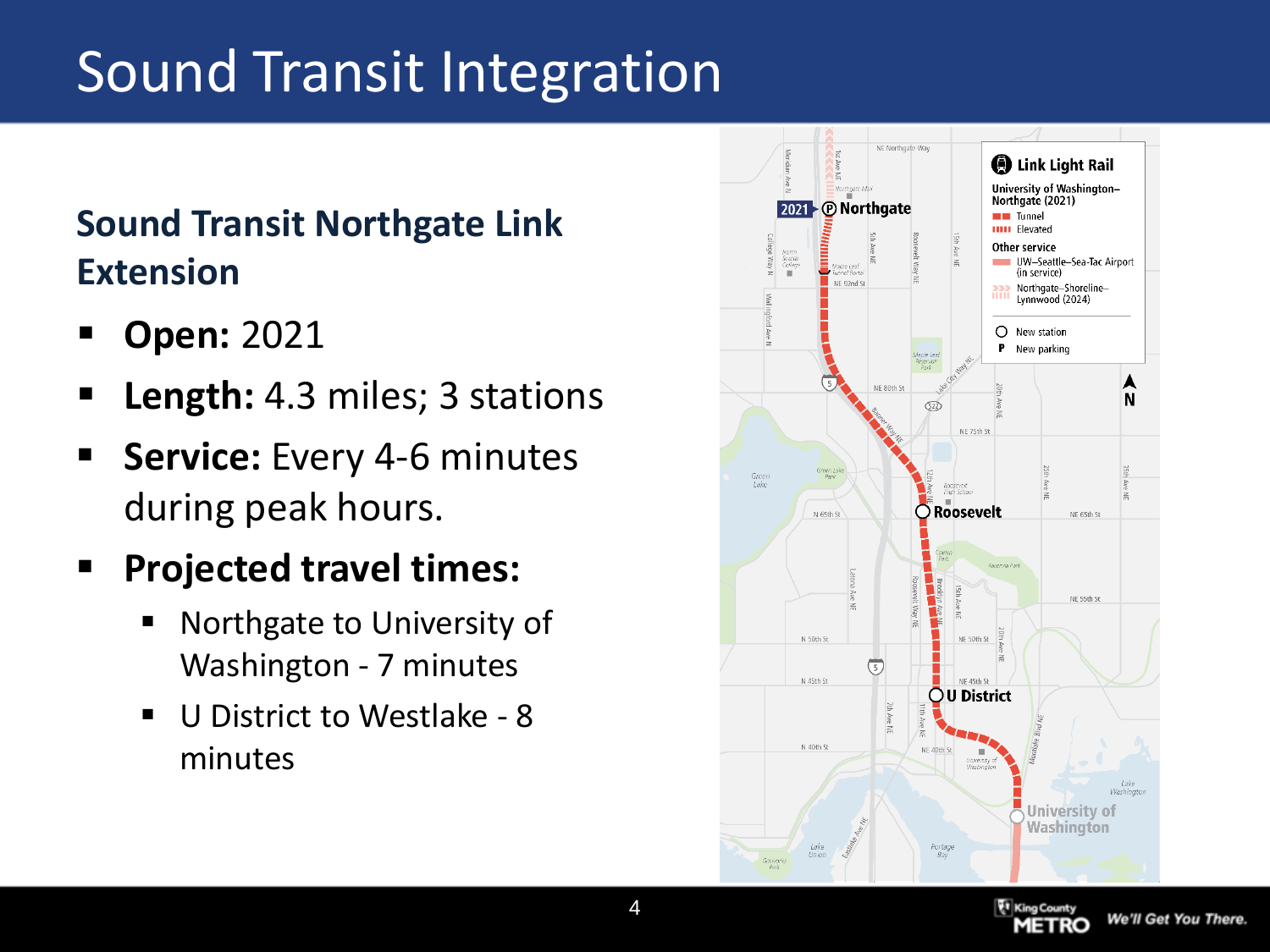# Sound Transit Integration

## Sound Transit Northgate Link Extension

- **Open:** 2021
- **Length:** 4.3 miles; 3 stations
- **Service:** Every 4-6 minutes during peak hours.
- **Projected travel times:**
  - Northgate to University of Washington - 7 minutes
  - U District to Westlake - 8 minutes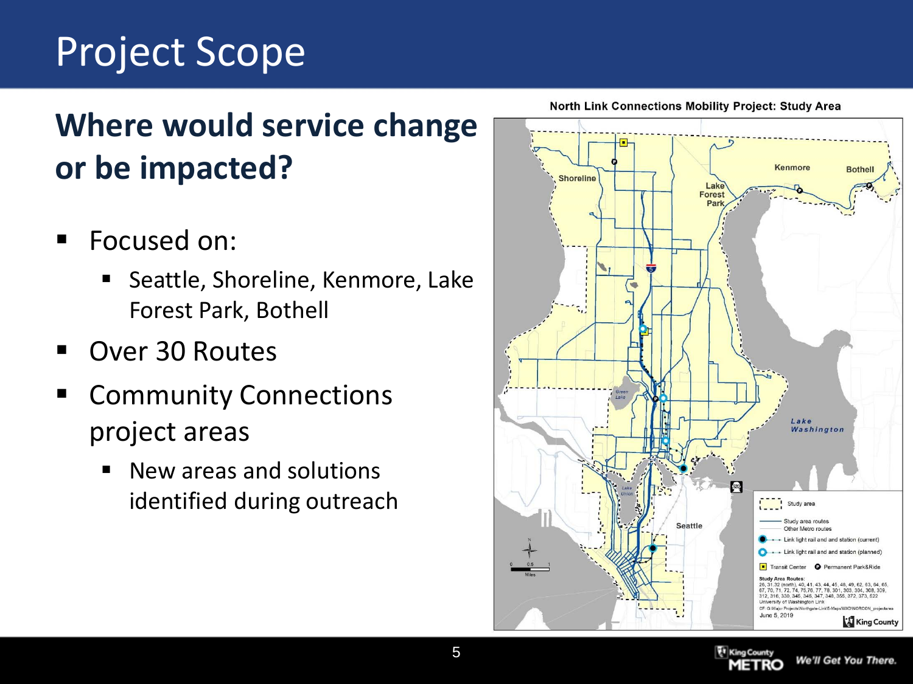# Project Scope

## Where would service change or be impacted?

- Focused on:
  - Seattle, Shoreline, Kenmore, Lake Forest Park, Bothell
- Over 30 Routes
- Community Connections project areas
  - New areas and solutions identified during outreach

North Link Connections Mobility Project: Study Area

Shoreline, Lake Forest Park, Kenmore, Bothell, Lake Washington, Green Lake, Lake Union, Seattle

Study area
Study area routes
Other Metro routes
Link light rail and and station (current)
Link light rail and and station (planned)
Transit Center
Permanent Park&Ride

Study Area Routes:
26, 31,32 (north), 40, 41, 43, 44, 45, 48, 49, 62, 63, 64, 65, 67, 70, 71, 72, 74, 75,76, 77, 78, 301, 303, 304, 308, 309, 312, 316, 330, 345, 346, 347, 348, 355, 372, 373, 522
University of Washington Link

June 5, 2019

King County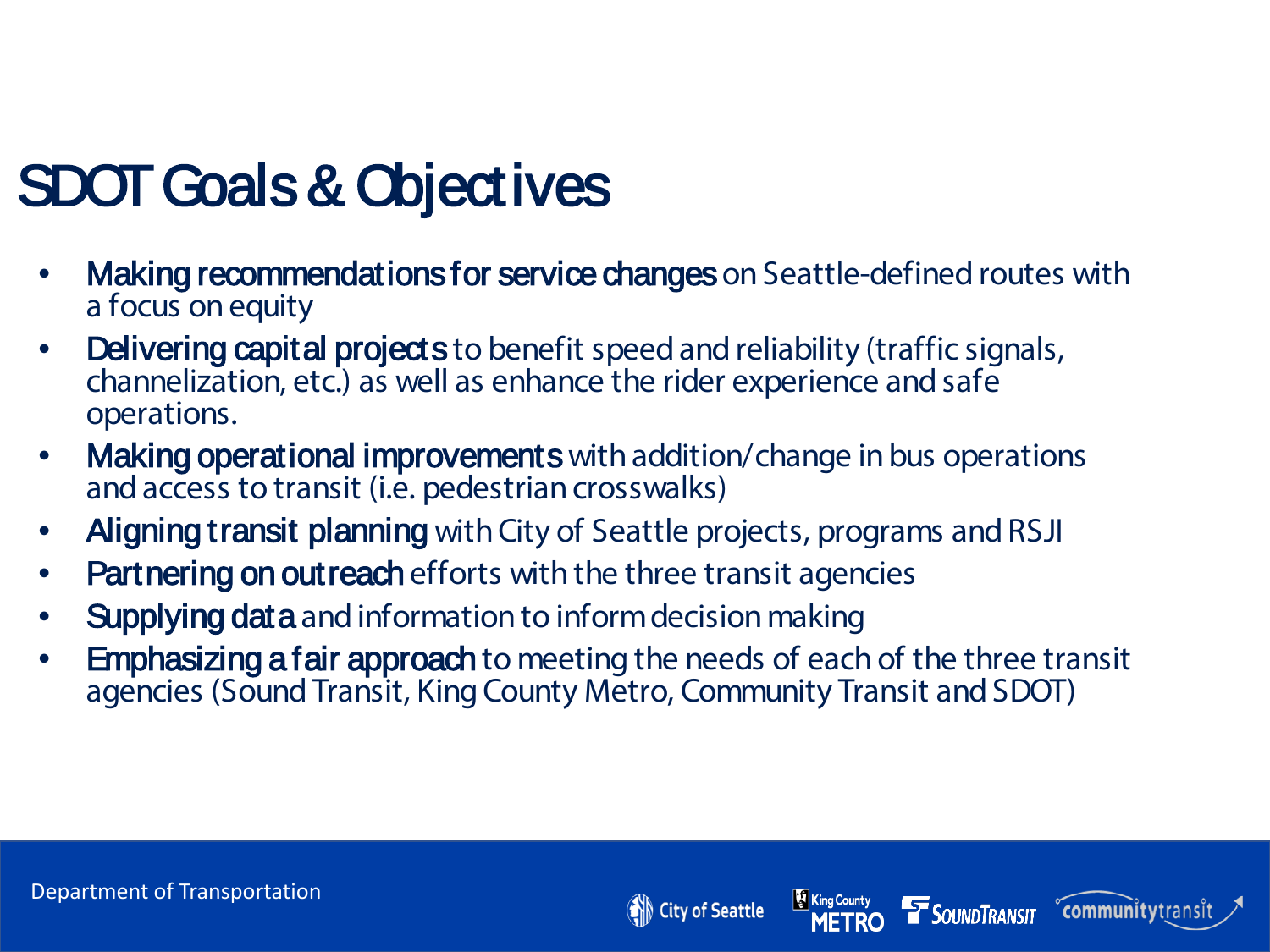# SDOT Goals & Objectives

- **Making recommendations for service changes** on Seattle-defined routes with a focus on equity
- **Delivering capital projects** to benefit speed and reliability (traffic signals, channelization, etc.) as well as enhance the rider experience and safe operations.
- **Making operational improvements** with addition/change in bus operations and access to transit (i.e. pedestrian crosswalks)
- **Aligning transit planning** with City of Seattle projects, programs and RSJI
- **Partnering on outreach** efforts with the three transit agencies
- **Supplying data** and information to inform decision making
- **Emphasizing a fair approach** to meeting the needs of each of the three transit agencies (Sound Transit, King County Metro, Community Transit and SDOT)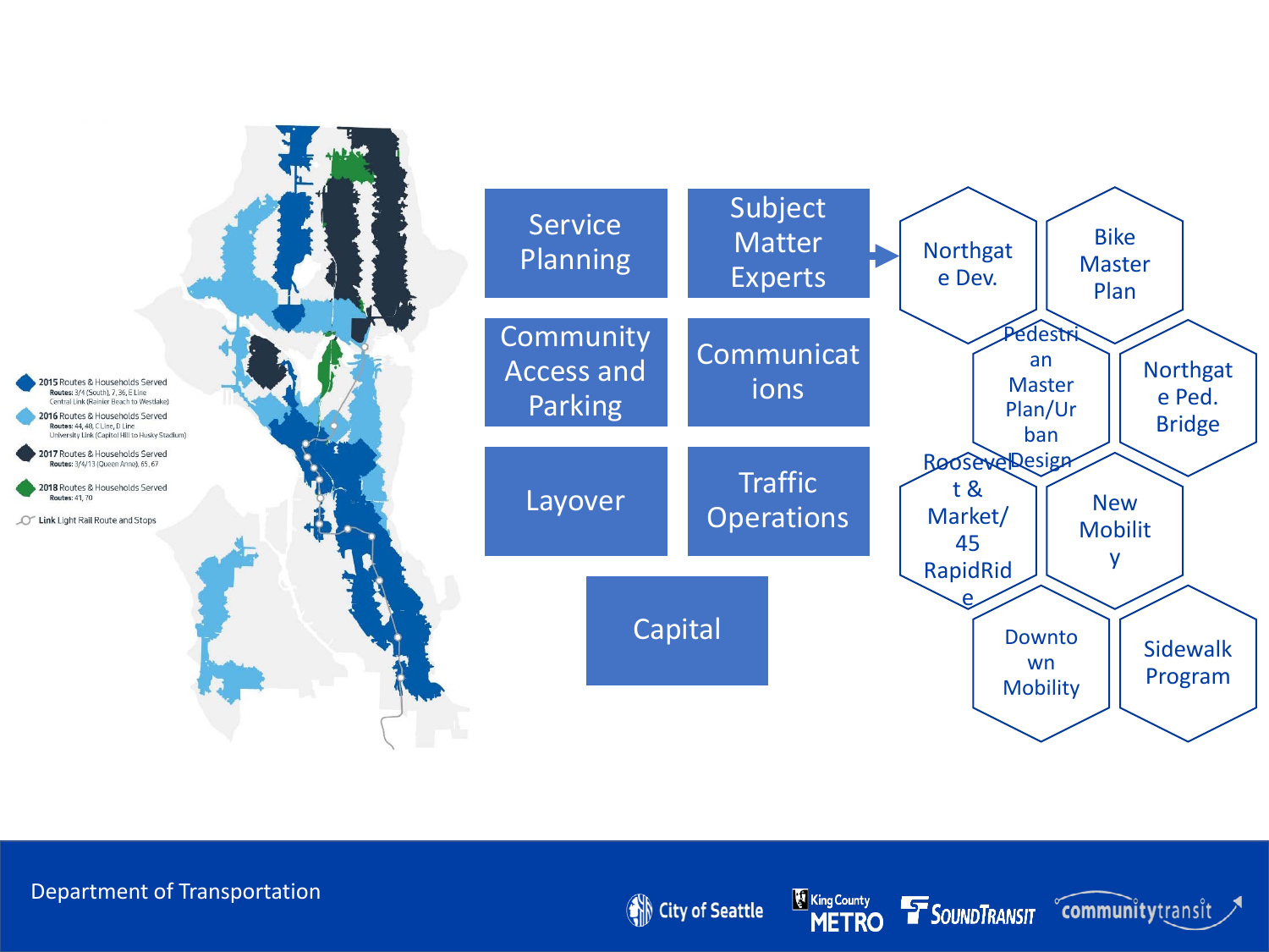2015 Routes & Households Served
Routes: 3/4 (South), 7, 36, E Line
Central Link (Rainier Beach to Westlake)

2016 Routes & Households Served
Routes: 44, 48, C Line, D Line
University Link (Capitol Hill to Husky Stadium)

2017 Routes & Households Served
Routes: 3/4/13 (Queen Anne), 65, 67

2018 Routes & Households Served
Routes: 41, 70

Link Light Rail Route and Stops

- Service Planning
- Subject Matter Experts
- Community Access and Parking
- Communications
- Layover
- Traffic Operations
- Capital

- Northgate Dev.
- Bike Master Plan
- Pedestrian Master Plan/Urban Design
- Northgate Ped. Bridge
- Roosevelt & Market/45 RapidRide
- New Mobility
- Downtown Mobility
- Sidewalk Program

Department of Transportation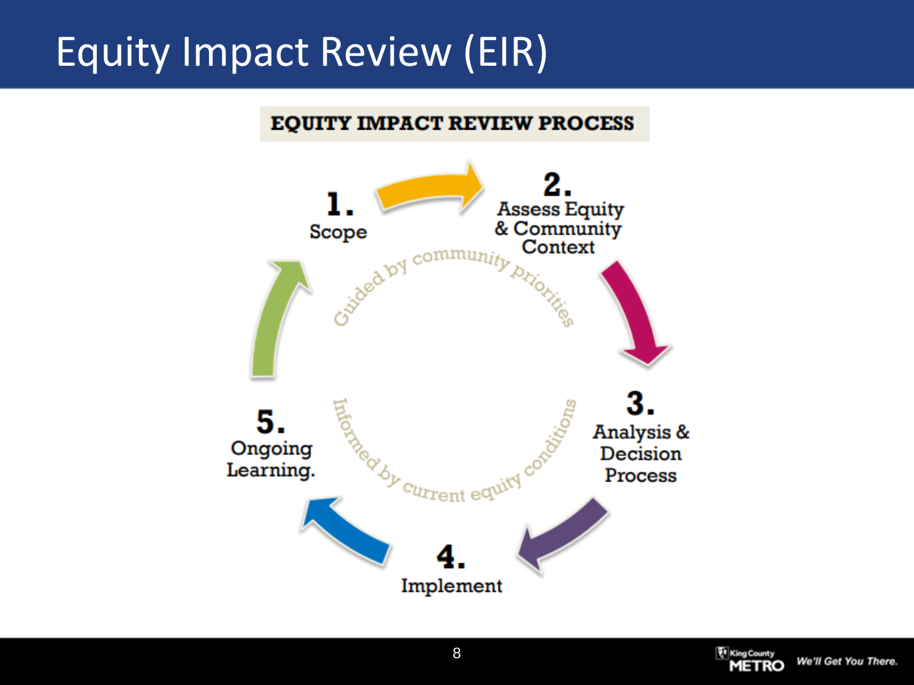# Equity Impact Review (EIR)

**EQUITY IMPACT REVIEW PROCESS**

1. Scope
2. Assess Equity & Community Context
3. Analysis & Decision Process
4. Implement
5. Ongoing Learning.

Guided by community priorities

Informed by current equity conditions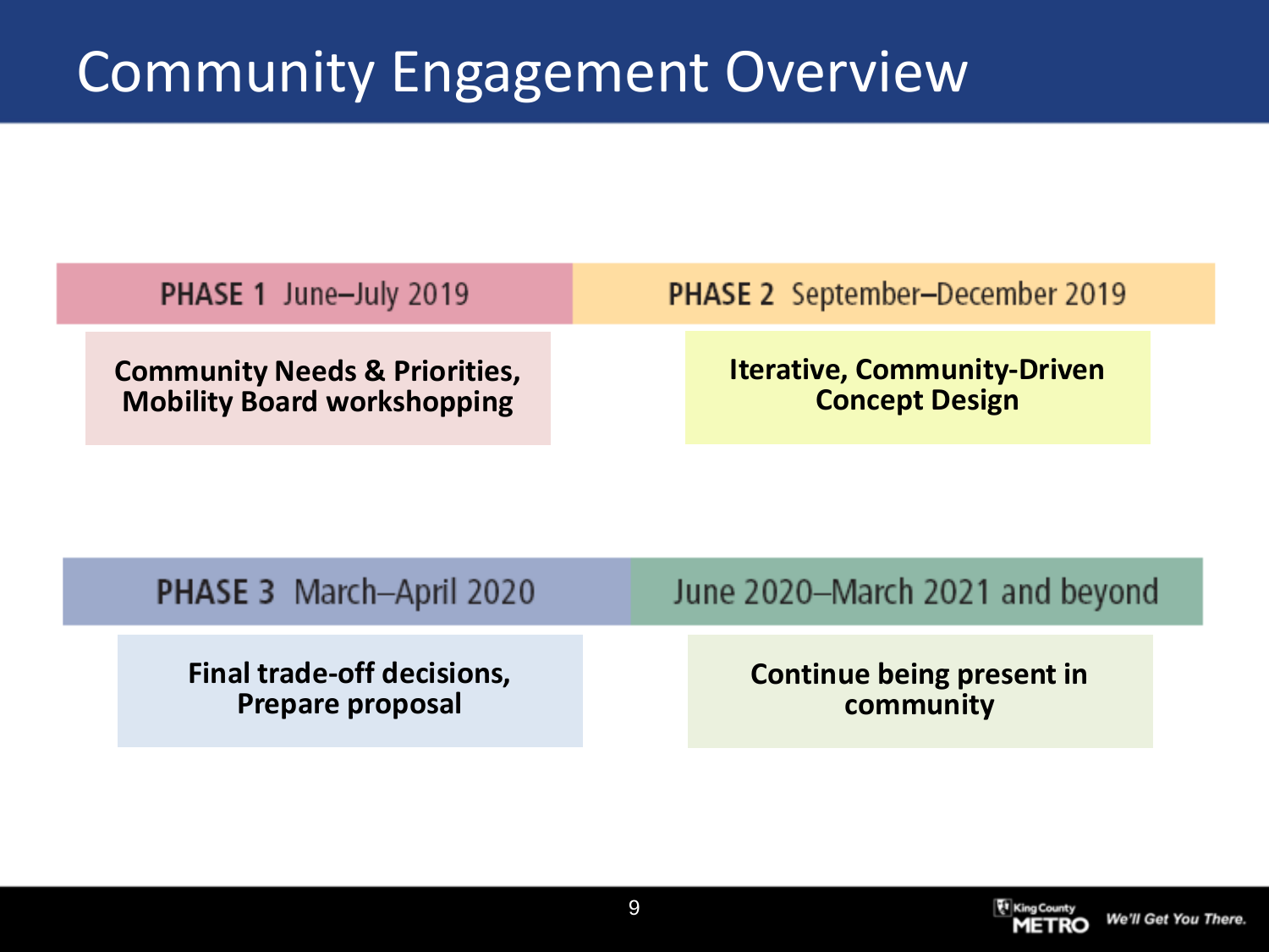# Community Engagement Overview

**PHASE 1** June–July 2019

**Community Needs & Priorities, Mobility Board workshopping**

**PHASE 2** September–December 2019

**Iterative, Community-Driven Concept Design**

**PHASE 3** March–April 2020

**Final trade-off decisions, Prepare proposal**

June 2020–March 2021 and beyond

**Continue being present in community**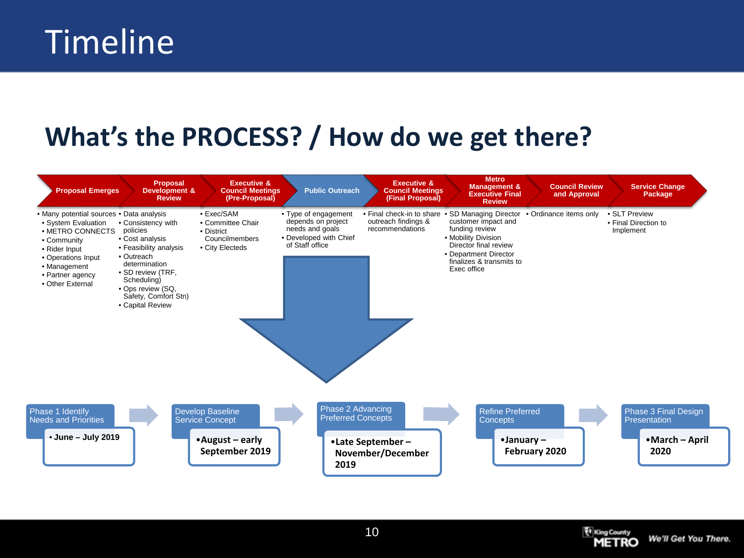# Timeline

## What's the PROCESS? / How do we get there?

| Proposal Emerges | Proposal Development & Review | Executive & Council Meetings (Pre-Proposal) | Public Outreach | Executive & Council Meetings (Final Proposal) | Metro Management & Executive Final Review | Council Review and Approval | Service Change Package |
|---|---|---|---|---|---|---|---|
| • Many potential sources<br>• System Evaluation<br>• METRO CONNECTS<br>• Community<br>• Rider Input<br>• Operations Input<br>• Management<br>• Partner agency<br>• Other External | • Data analysis<br>• Consistency with policies<br>• Cost analysis<br>• Feasibility analysis<br>• Outreach determination<br>• SD review (TRF, Scheduling)<br>• Ops review (SQ, Safety, Comfort Stn)<br>• Capital Review | • Exec/SAM<br>• Committee Chair<br>• District Councilmembers<br>• City Electeds | • Type of engagement depends on project needs and goals<br>• Developed with Chief of Staff office | • Final check-in to share outreach findings & recommendations | • SD Managing Director customer impact and funding review<br>• Mobility Division Director final review<br>• Department Director finalizes & transmits to Exec office | • Ordinance items only | • SLT Preview<br>• Final Direction to Implement |

- **Phase 1 Identify Needs and Priorities**
  - **June – July 2019**
- **Develop Baseline Service Concept**
  - **August – early September 2019**
- **Phase 2 Advancing Preferred Concepts**
  - **Late September – November/December 2019**
- **Refine Preferred Concepts**
  - **January – February 2020**
- **Phase 3 Final Design Presentation**
  - **March – April 2020**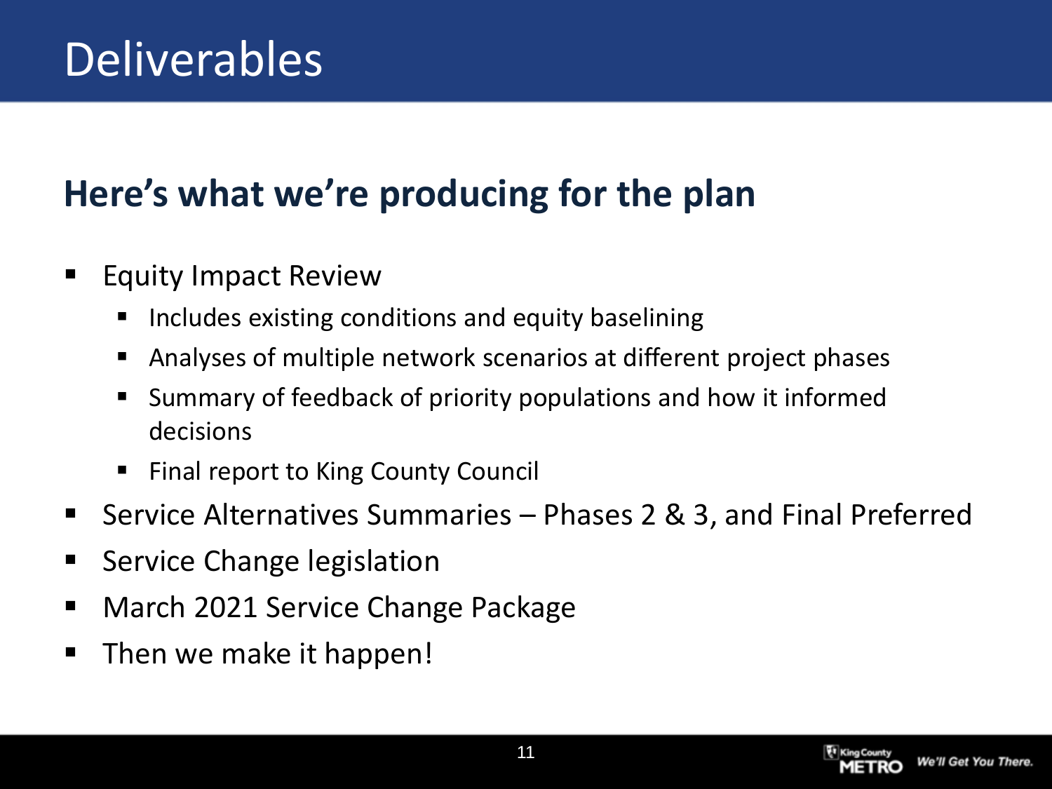# Deliverables

## Here's what we're producing for the plan

- Equity Impact Review
  - Includes existing conditions and equity baselining
  - Analyses of multiple network scenarios at different project phases
  - Summary of feedback of priority populations and how it informed decisions
  - Final report to King County Council
- Service Alternatives Summaries – Phases 2 & 3, and Final Preferred
- Service Change legislation
- March 2021 Service Change Package
- Then we make it happen!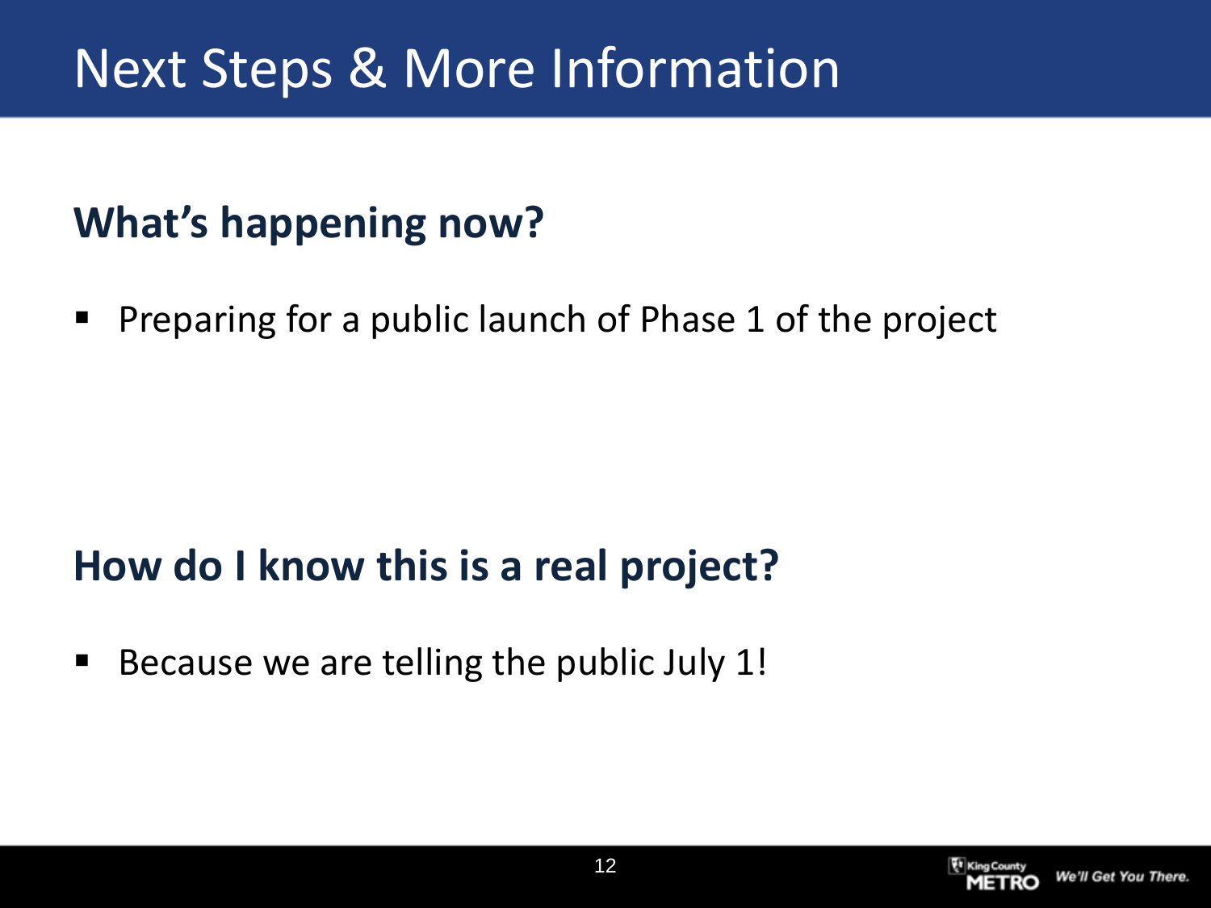# Next Steps & More Information

**What's happening now?**

- Preparing for a public launch of Phase 1 of the project

**How do I know this is a real project?**

- Because we are telling the public July 1!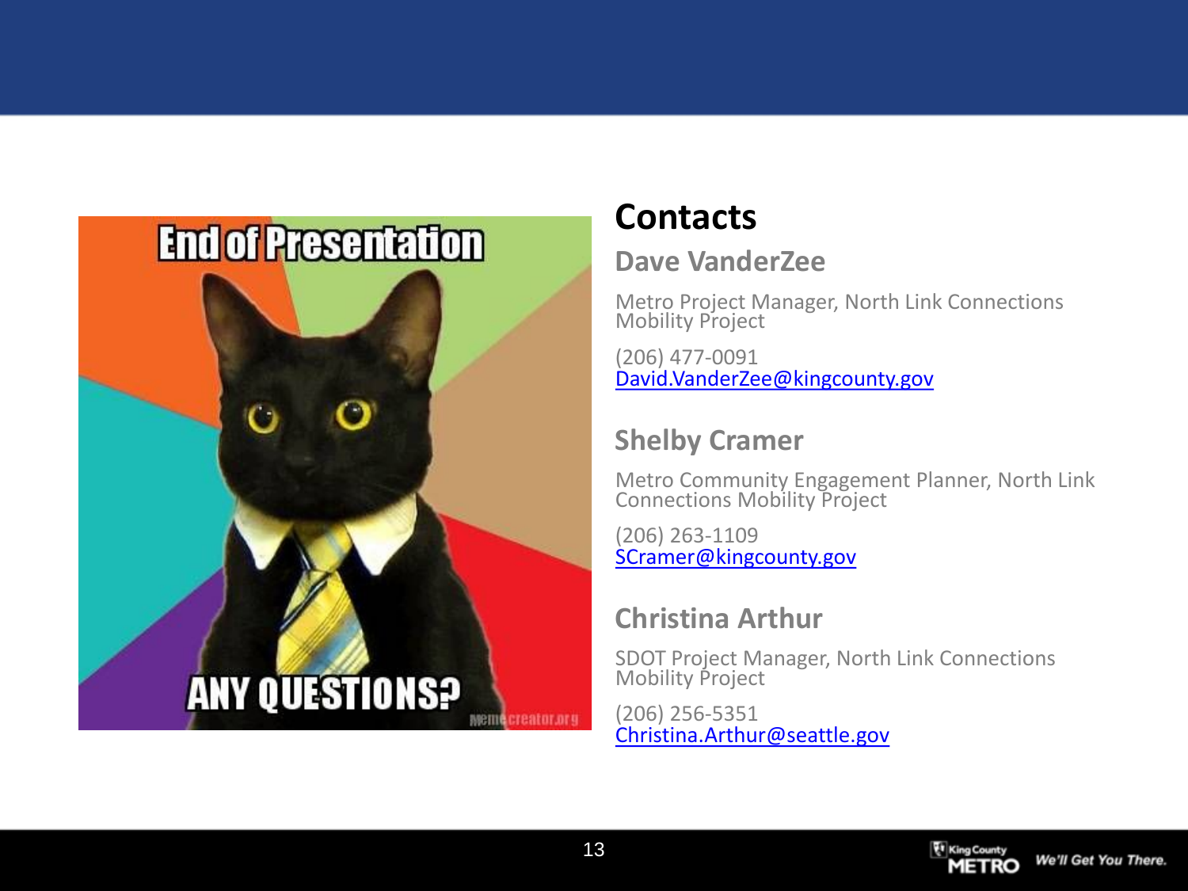## Contacts

### Dave VanderZee

Metro Project Manager, North Link Connections Mobility Project

(206) 477-0091
David.VanderZee@kingcounty.gov

### Shelby Cramer

Metro Community Engagement Planner, North Link Connections Mobility Project

(206) 263-1109
SCramer@kingcounty.gov

### Christina Arthur

SDOT Project Manager, North Link Connections Mobility Project

(206) 256-5351
Christina.Arthur@seattle.gov